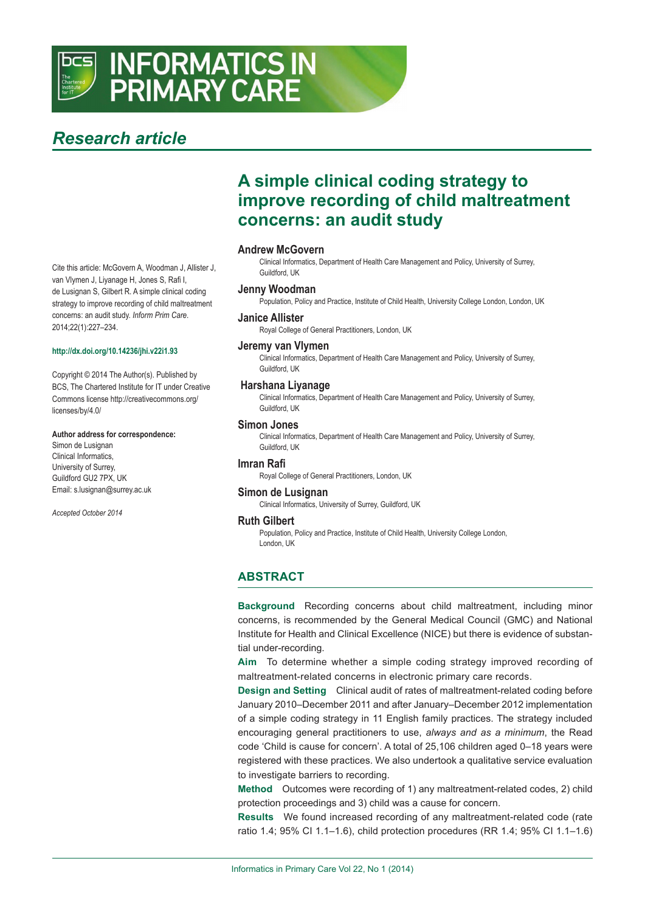# INFORMATICS IN PRIMARY CARE

## *Research article*

# A simple clinical coding strategy to improve recording of child maltreatment concerns: an audit study

**Andrew McGovern**
Clinical Informatics, Department of Health Care Management and Policy, University of Surrey, Guildford, UK

**Jenny Woodman**
Population, Policy and Practice, Institute of Child Health, University College London, London, UK

**Janice Allister**
Royal College of General Practitioners, London, UK

**Jeremy van Vlymen**
Clinical Informatics, Department of Health Care Management and Policy, University of Surrey, Guildford, UK

**Harshana Liyanage**
Clinical Informatics, Department of Health Care Management and Policy, University of Surrey, Guildford, UK

**Simon Jones**
Clinical Informatics, Department of Health Care Management and Policy, University of Surrey, Guildford, UK

**Imran Rafi**
Royal College of General Practitioners, London, UK

**Simon de Lusignan**
Clinical Informatics, University of Surrey, Guildford, UK

**Ruth Gilbert**
Population, Policy and Practice, Institute of Child Health, University College London, London, UK

Cite this article: McGovern A, Woodman J, Allister J, van Vlymen J, Liyanage H, Jones S, Rafi I, de Lusignan S, Gilbert R. A simple clinical coding strategy to improve recording of child maltreatment concerns: an audit study. *Inform Prim Care*. 2014;22(1):227–234.

**http://dx.doi.org/10.14236/jhi.v22i1.93**

Copyright © 2014 The Author(s). Published by BCS, The Chartered Institute for IT under Creative Commons license http://creativecommons.org/licenses/by/4.0/

**Author address for correspondence:**
Simon de Lusignan
Clinical Informatics,
University of Surrey,
Guildford GU2 7PX, UK
Email: s.lusignan@surrey.ac.uk

*Accepted October 2014*

## ABSTRACT

**Background** Recording concerns about child maltreatment, including minor concerns, is recommended by the General Medical Council (GMC) and National Institute for Health and Clinical Excellence (NICE) but there is evidence of substantial under-recording.

**Aim** To determine whether a simple coding strategy improved recording of maltreatment-related concerns in electronic primary care records.

**Design and Setting** Clinical audit of rates of maltreatment-related coding before January 2010–December 2011 and after January–December 2012 implementation of a simple coding strategy in 11 English family practices. The strategy included encouraging general practitioners to use, *always and as a minimum*, the Read code 'Child is cause for concern'. A total of 25,106 children aged 0–18 years were registered with these practices. We also undertook a qualitative service evaluation to investigate barriers to recording.

**Method** Outcomes were recording of 1) any maltreatment-related codes, 2) child protection proceedings and 3) child was a cause for concern.

**Results** We found increased recording of any maltreatment-related code (rate ratio 1.4; 95% CI 1.1–1.6), child protection procedures (RR 1.4; 95% CI 1.1–1.6)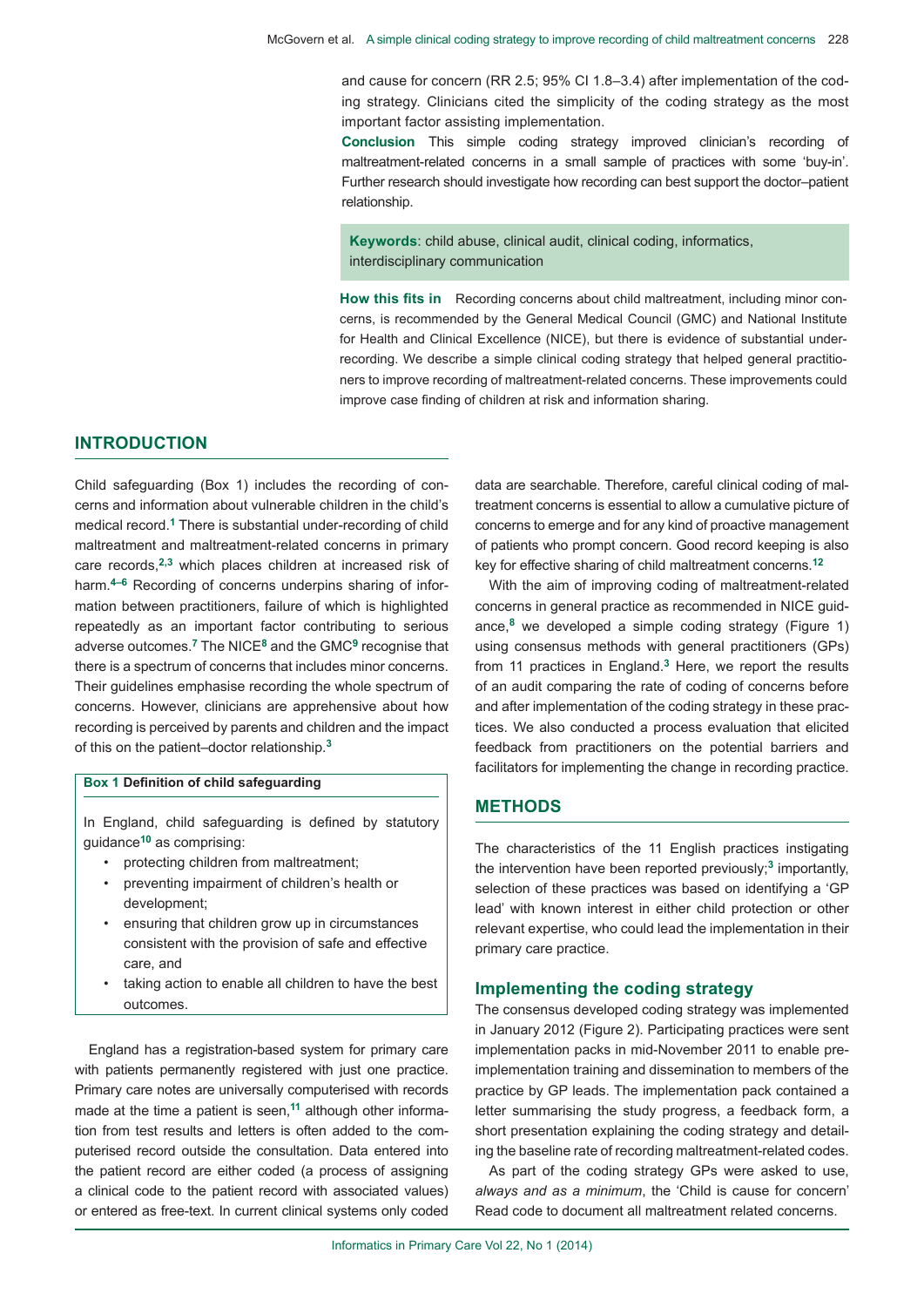and cause for concern (RR 2.5; 95% CI 1.8–3.4) after implementation of the coding strategy. Clinicians cited the simplicity of the coding strategy as the most important factor assisting implementation.

**Conclusion** This simple coding strategy improved clinician's recording of maltreatment-related concerns in a small sample of practices with some 'buy-in'. Further research should investigate how recording can best support the doctor–patient relationship.

**Keywords**: child abuse, clinical audit, clinical coding, informatics, interdisciplinary communication

**How this fits in** Recording concerns about child maltreatment, including minor concerns, is recommended by the General Medical Council (GMC) and National Institute for Health and Clinical Excellence (NICE), but there is evidence of substantial under-recording. We describe a simple clinical coding strategy that helped general practitioners to improve recording of maltreatment-related concerns. These improvements could improve case finding of children at risk and information sharing.

## INTRODUCTION

Child safeguarding (Box 1) includes the recording of concerns and information about vulnerable children in the child's medical record.[1] There is substantial under-recording of child maltreatment and maltreatment-related concerns in primary care records,[2,3] which places children at increased risk of harm.[4–6] Recording of concerns underpins sharing of information between practitioners, failure of which is highlighted repeatedly as an important factor contributing to serious adverse outcomes.[7] The NICE[8] and the GMC[9] recognise that there is a spectrum of concerns that includes minor concerns. Their guidelines emphasise recording the whole spectrum of concerns. However, clinicians are apprehensive about how recording is perceived by parents and children and the impact of this on the patient–doctor relationship.[3]

**Box 1 Definition of child safeguarding**

In England, child safeguarding is defined by statutory guidance[10] as comprising:

- protecting children from maltreatment;
- preventing impairment of children's health or development;
- ensuring that children grow up in circumstances consistent with the provision of safe and effective care, and
- taking action to enable all children to have the best outcomes.

England has a registration-based system for primary care with patients permanently registered with just one practice. Primary care notes are universally computerised with records made at the time a patient is seen,[11] although other information from test results and letters is often added to the computerised record outside the consultation. Data entered into the patient record are either coded (a process of assigning a clinical code to the patient record with associated values) or entered as free-text. In current clinical systems only coded data are searchable. Therefore, careful clinical coding of maltreatment concerns is essential to allow a cumulative picture of concerns to emerge and for any kind of proactive management of patients who prompt concern. Good record keeping is also key for effective sharing of child maltreatment concerns.[12]

With the aim of improving coding of maltreatment-related concerns in general practice as recommended in NICE guidance,[8] we developed a simple coding strategy (Figure 1) using consensus methods with general practitioners (GPs) from 11 practices in England.[3] Here, we report the results of an audit comparing the rate of coding of concerns before and after implementation of the coding strategy in these practices. We also conducted a process evaluation that elicited feedback from practitioners on the potential barriers and facilitators for implementing the change in recording practice.

## METHODS

The characteristics of the 11 English practices instigating the intervention have been reported previously;[3] importantly, selection of these practices was based on identifying a 'GP lead' with known interest in either child protection or other relevant expertise, who could lead the implementation in their primary care practice.

### Implementing the coding strategy

The consensus developed coding strategy was implemented in January 2012 (Figure 2). Participating practices were sent implementation packs in mid-November 2011 to enable pre-implementation training and dissemination to members of the practice by GP leads. The implementation pack contained a letter summarising the study progress, a feedback form, a short presentation explaining the coding strategy and detailing the baseline rate of recording maltreatment-related codes.

As part of the coding strategy GPs were asked to use, *always and as a minimum*, the 'Child is cause for concern' Read code to document all maltreatment related concerns.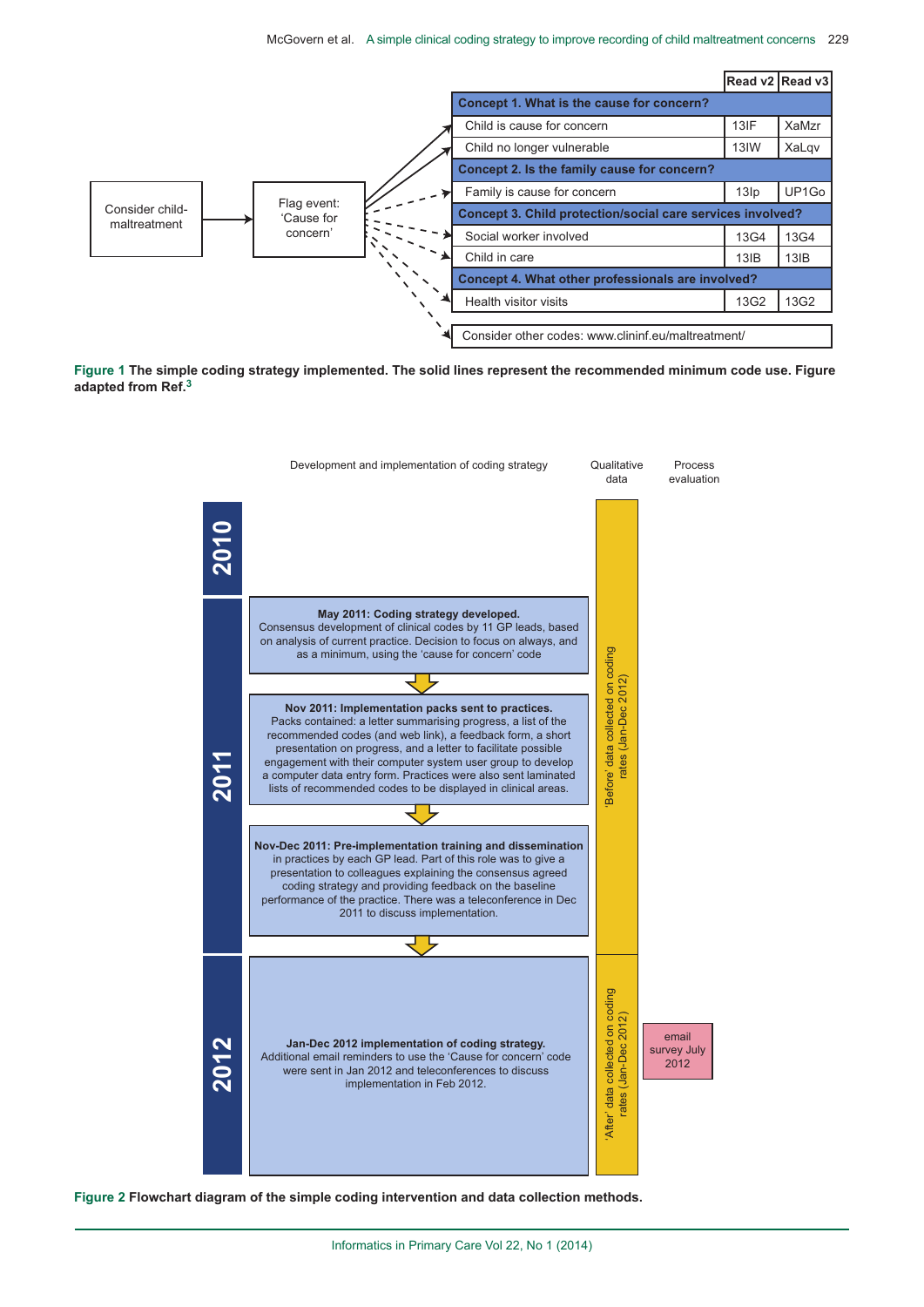Consider child-maltreatment → Flag event: 'Cause for concern'

| | Read v2 | Read v3 |
|---|---|---|
| **Concept 1. What is the cause for concern?** | | |
| Child is cause for concern | 13IF | XaMzr |
| Child no longer vulnerable | 13IW | XaLqv |
| **Concept 2. Is the family cause for concern?** | | |
| Family is cause for concern | 13Ip | UP1Go |
| **Concept 3. Child protection/social care services involved?** | | |
| Social worker involved | 13G4 | 13G4 |
| Child in care | 13IB | 13IB |
| **Concept 4. What other professionals are involved?** | | |
| Health visitor visits | 13G2 | 13G2 |

Consider other codes: www.clininf.eu/maltreatment/

**Figure 1** **The simple coding strategy implemented. The solid lines represent the recommended minimum code use. Figure adapted from Ref.**[3]

Development and implementation of coding strategy | Qualitative data | Process evaluation

**2010**

**2011**

**May 2011: Coding strategy developed.**
Consensus development of clinical codes by 11 GP leads, based on analysis of current practice. Decision to focus on always, and as a minimum, using the 'cause for concern' code

**Nov 2011: Implementation packs sent to practices.**
Packs contained: a letter summarising progress, a list of the recommended codes (and web link), a feedback form, a short presentation on progress, and a letter to facilitate possible engagement with their computer system user group to develop a computer data entry form. Practices were also sent laminated lists of recommended codes to be displayed in clinical areas.

**Nov-Dec 2011: Pre-implementation training and dissemination** in practices by each GP lead. Part of this role was to give a presentation to colleagues explaining the consensus agreed coding strategy and providing feedback on the baseline performance of the practice. There was a teleconference in Dec 2011 to discuss implementation.

'Before' data collected on coding rates (Jan-Dec 2012)

**2012**

**Jan-Dec 2012 implementation of coding strategy.**
Additional email reminders to use the 'Cause for concern' code were sent in Jan 2012 and teleconferences to discuss implementation in Feb 2012.

'After' data collected on coding rates (Jan-Dec 2012)

email survey July 2012

**Figure 2** **Flowchart diagram of the simple coding intervention and data collection methods.**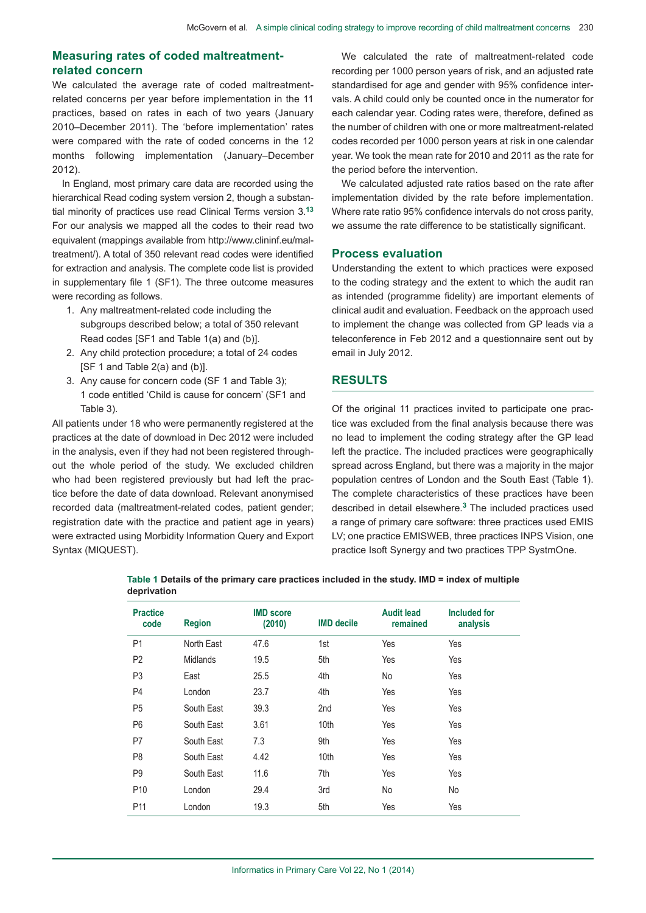## Measuring rates of coded maltreatment-related concern

We calculated the average rate of coded maltreatment-related concerns per year before implementation in the 11 practices, based on rates in each of two years (January 2010–December 2011). The 'before implementation' rates were compared with the rate of coded concerns in the 12 months following implementation (January–December 2012).

In England, most primary care data are recorded using the hierarchical Read coding system version 2, though a substantial minority of practices use read Clinical Terms version 3.[13] For our analysis we mapped all the codes to their read two equivalent (mappings available from http://www.clininf.eu/maltreatment/). A total of 350 relevant read codes were identified for extraction and analysis. The complete code list is provided in supplementary file 1 (SF1). The three outcome measures were recording as follows.

1. Any maltreatment-related code including the subgroups described below; a total of 350 relevant Read codes [SF1 and Table 1(a) and (b)].
2. Any child protection procedure; a total of 24 codes [SF 1 and Table 2(a) and (b)].
3. Any cause for concern code (SF 1 and Table 3); 1 code entitled 'Child is cause for concern' (SF1 and Table 3).

All patients under 18 who were permanently registered at the practices at the date of download in Dec 2012 were included in the analysis, even if they had not been registered throughout the whole period of the study. We excluded children who had been registered previously but had left the practice before the date of data download. Relevant anonymised recorded data (maltreatment-related codes, patient gender; registration date with the practice and patient age in years) were extracted using Morbidity Information Query and Export Syntax (MIQUEST).

We calculated the rate of maltreatment-related code recording per 1000 person years of risk, and an adjusted rate standardised for age and gender with 95% confidence intervals. A child could only be counted once in the numerator for each calendar year. Coding rates were, therefore, defined as the number of children with one or more maltreatment-related codes recorded per 1000 person years at risk in one calendar year. We took the mean rate for 2010 and 2011 as the rate for the period before the intervention.

We calculated adjusted rate ratios based on the rate after implementation divided by the rate before implementation. Where rate ratio 95% confidence intervals do not cross parity, we assume the rate difference to be statistically significant.

## Process evaluation

Understanding the extent to which practices were exposed to the coding strategy and the extent to which the audit ran as intended (programme fidelity) are important elements of clinical audit and evaluation. Feedback on the approach used to implement the change was collected from GP leads via a teleconference in Feb 2012 and a questionnaire sent out by email in July 2012.

# RESULTS

Of the original 11 practices invited to participate one practice was excluded from the final analysis because there was no lead to implement the coding strategy after the GP lead left the practice. The included practices were geographically spread across England, but there was a majority in the major population centres of London and the South East (Table 1). The complete characteristics of these practices have been described in detail elsewhere.[3] The included practices used a range of primary care software: three practices used EMIS LV; one practice EMISWEB, three practices INPS Vision, one practice Isoft Synergy and two practices TPP SystmOne.

**Table 1 Details of the primary care practices included in the study. IMD = index of multiple deprivation**

| Practice code | Region | IMD score (2010) | IMD decile | Audit lead remained | Included for analysis |
|---|---|---|---|---|---|
| P1 | North East | 47.6 | 1st | Yes | Yes |
| P2 | Midlands | 19.5 | 5th | Yes | Yes |
| P3 | East | 25.5 | 4th | No | Yes |
| P4 | London | 23.7 | 4th | Yes | Yes |
| P5 | South East | 39.3 | 2nd | Yes | Yes |
| P6 | South East | 3.61 | 10th | Yes | Yes |
| P7 | South East | 7.3 | 9th | Yes | Yes |
| P8 | South East | 4.42 | 10th | Yes | Yes |
| P9 | South East | 11.6 | 7th | Yes | Yes |
| P10 | London | 29.4 | 3rd | No | No |
| P11 | London | 19.3 | 5th | Yes | Yes |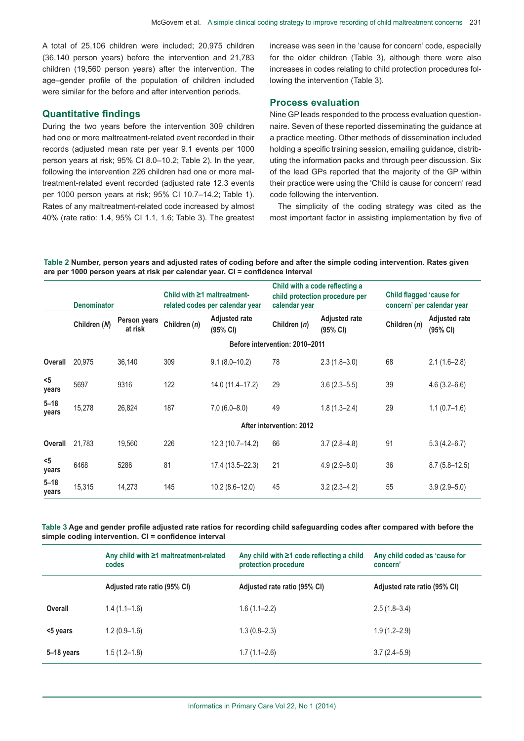A total of 25,106 children were included; 20,975 children (36,140 person years) before the intervention and 21,783 children (19,560 person years) after the intervention. The age–gender profile of the population of children included were similar for the before and after intervention periods.

## Quantitative findings

During the two years before the intervention 309 children had one or more maltreatment-related event recorded in their records (adjusted mean rate per year 9.1 events per 1000 person years at risk; 95% CI 8.0–10.2; Table 2). In the year, following the intervention 226 children had one or more maltreatment-related event recorded (adjusted rate 12.3 events per 1000 person years at risk; 95% CI 10.7–14.2; Table 1). Rates of any maltreatment-related code increased by almost 40% (rate ratio: 1.4, 95% CI 1.1, 1.6; Table 3). The greatest increase was seen in the 'cause for concern' code, especially for the older children (Table 3), although there were also increases in codes relating to child protection procedures following the intervention (Table 3).

## Process evaluation

Nine GP leads responded to the process evaluation questionnaire. Seven of these reported disseminating the guidance at a practice meeting. Other methods of dissemination included holding a specific training session, emailing guidance, distributing the information packs and through peer discussion. Six of the lead GPs reported that the majority of the GP within their practice were using the 'Child is cause for concern' read code following the intervention.

The simplicity of the coding strategy was cited as the most important factor in assisting implementation by five of

**Table 2** Number, person years and adjusted rates of coding before and after the simple coding intervention. Rates given are per 1000 person years at risk per calendar year. CI = confidence interval

| | Denominator | | Child with ≥1 maltreatment-related codes per calendar year | | Child with a code reflecting a child protection procedure per calendar year | | Child flagged 'cause for concern' per calendar year | |
|---|---|---|---|---|---|---|---|---|
| | Children (*N*) | Person years at risk | Children (*n*) | Adjusted rate (95% CI) | Children (*n*) | Adjusted rate (95% CI) | Children (*n*) | Adjusted rate (95% CI) |
| **Before intervention: 2010–2011** | | | | | | | | |
| **Overall** | 20,975 | 36,140 | 309 | 9.1 (8.0–10.2) | 78 | 2.3 (1.8–3.0) | 68 | 2.1 (1.6–2.8) |
| **<5 years** | 5697 | 9316 | 122 | 14.0 (11.4–17.2) | 29 | 3.6 (2.3–5.5) | 39 | 4.6 (3.2–6.6) |
| **5–18 years** | 15,278 | 26,824 | 187 | 7.0 (6.0–8.0) | 49 | 1.8 (1.3–2.4) | 29 | 1.1 (0.7–1.6) |
| **After intervention: 2012** | | | | | | | | |
| **Overall** | 21,783 | 19,560 | 226 | 12.3 (10.7–14.2) | 66 | 3.7 (2.8–4.8) | 91 | 5.3 (4.2–6.7) |
| **<5 years** | 6468 | 5286 | 81 | 17.4 (13.5–22.3) | 21 | 4.9 (2.9–8.0) | 36 | 8.7 (5.8–12.5) |
| **5–18 years** | 15,315 | 14,273 | 145 | 10.2 (8.6–12.0) | 45 | 3.2 (2.3–4.2) | 55 | 3.9 (2.9–5.0) |

**Table 3** Age and gender profile adjusted rate ratios for recording child safeguarding codes after compared with before the simple coding intervention. CI = confidence interval

| | Any child with ≥1 maltreatment-related codes | Any child with ≥1 code reflecting a child protection procedure | Any child coded as 'cause for concern' |
|---|---|---|---|
| | Adjusted rate ratio (95% CI) | Adjusted rate ratio (95% CI) | Adjusted rate ratio (95% CI) |
| **Overall** | 1.4 (1.1–1.6) | 1.6 (1.1–2.2) | 2.5 (1.8–3.4) |
| **<5 years** | 1.2 (0.9–1.6) | 1.3 (0.8–2.3) | 1.9 (1.2–2.9) |
| **5–18 years** | 1.5 (1.2–1.8) | 1.7 (1.1–2.6) | 3.7 (2.4–5.9) |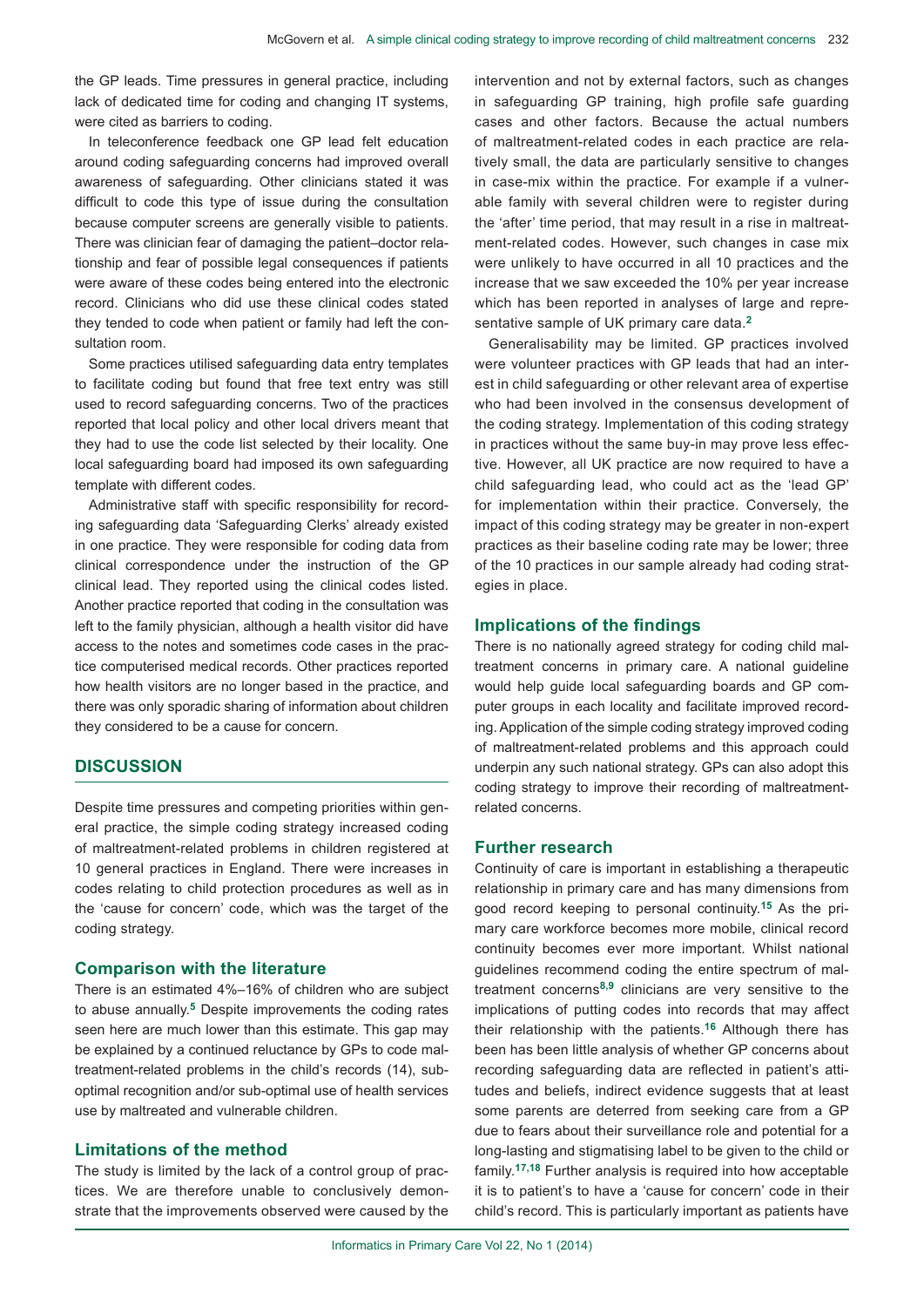the GP leads. Time pressures in general practice, including lack of dedicated time for coding and changing IT systems, were cited as barriers to coding.

In teleconference feedback one GP lead felt education around coding safeguarding concerns had improved overall awareness of safeguarding. Other clinicians stated it was difficult to code this type of issue during the consultation because computer screens are generally visible to patients. There was clinician fear of damaging the patient–doctor relationship and fear of possible legal consequences if patients were aware of these codes being entered into the electronic record. Clinicians who did use these clinical codes stated they tended to code when patient or family had left the consultation room.

Some practices utilised safeguarding data entry templates to facilitate coding but found that free text entry was still used to record safeguarding concerns. Two of the practices reported that local policy and other local drivers meant that they had to use the code list selected by their locality. One local safeguarding board had imposed its own safeguarding template with different codes.

Administrative staff with specific responsibility for recording safeguarding data 'Safeguarding Clerks' already existed in one practice. They were responsible for coding data from clinical correspondence under the instruction of the GP clinical lead. They reported using the clinical codes listed. Another practice reported that coding in the consultation was left to the family physician, although a health visitor did have access to the notes and sometimes code cases in the practice computerised medical records. Other practices reported how health visitors are no longer based in the practice, and there was only sporadic sharing of information about children they considered to be a cause for concern.

## DISCUSSION

Despite time pressures and competing priorities within general practice, the simple coding strategy increased coding of maltreatment-related problems in children registered at 10 general practices in England. There were increases in codes relating to child protection procedures as well as in the 'cause for concern' code, which was the target of the coding strategy.

### Comparison with the literature

There is an estimated 4%–16% of children who are subject to abuse annually.[5] Despite improvements the coding rates seen here are much lower than this estimate. This gap may be explained by a continued reluctance by GPs to code maltreatment-related problems in the child's records (14), sub-optimal recognition and/or sub-optimal use of health services use by maltreated and vulnerable children.

### Limitations of the method

The study is limited by the lack of a control group of practices. We are therefore unable to conclusively demonstrate that the improvements observed were caused by the intervention and not by external factors, such as changes in safeguarding GP training, high profile safe guarding cases and other factors. Because the actual numbers of maltreatment-related codes in each practice are relatively small, the data are particularly sensitive to changes in case-mix within the practice. For example if a vulnerable family with several children were to register during the 'after' time period, that may result in a rise in maltreatment-related codes. However, such changes in case mix were unlikely to have occurred in all 10 practices and the increase that we saw exceeded the 10% per year increase which has been reported in analyses of large and representative sample of UK primary care data.[2]

Generalisability may be limited. GP practices involved were volunteer practices with GP leads that had an interest in child safeguarding or other relevant area of expertise who had been involved in the consensus development of the coding strategy. Implementation of this coding strategy in practices without the same buy-in may prove less effective. However, all UK practice are now required to have a child safeguarding lead, who could act as the 'lead GP' for implementation within their practice. Conversely, the impact of this coding strategy may be greater in non-expert practices as their baseline coding rate may be lower; three of the 10 practices in our sample already had coding strategies in place.

### Implications of the findings

There is no nationally agreed strategy for coding child maltreatment concerns in primary care. A national guideline would help guide local safeguarding boards and GP computer groups in each locality and facilitate improved recording. Application of the simple coding strategy improved coding of maltreatment-related problems and this approach could underpin any such national strategy. GPs can also adopt this coding strategy to improve their recording of maltreatment-related concerns.

### Further research

Continuity of care is important in establishing a therapeutic relationship in primary care and has many dimensions from good record keeping to personal continuity.[15] As the primary care workforce becomes more mobile, clinical record continuity becomes ever more important. Whilst national guidelines recommend coding the entire spectrum of maltreatment concerns[8,9] clinicians are very sensitive to the implications of putting codes into records that may affect their relationship with the patients.[16] Although there has been has been little analysis of whether GP concerns about recording safeguarding data are reflected in patient's attitudes and beliefs, indirect evidence suggests that at least some parents are deterred from seeking care from a GP due to fears about their surveillance role and potential for a long-lasting and stigmatising label to be given to the child or family.[17,18] Further analysis is required into how acceptable it is to patient's to have a 'cause for concern' code in their child's record. This is particularly important as patients have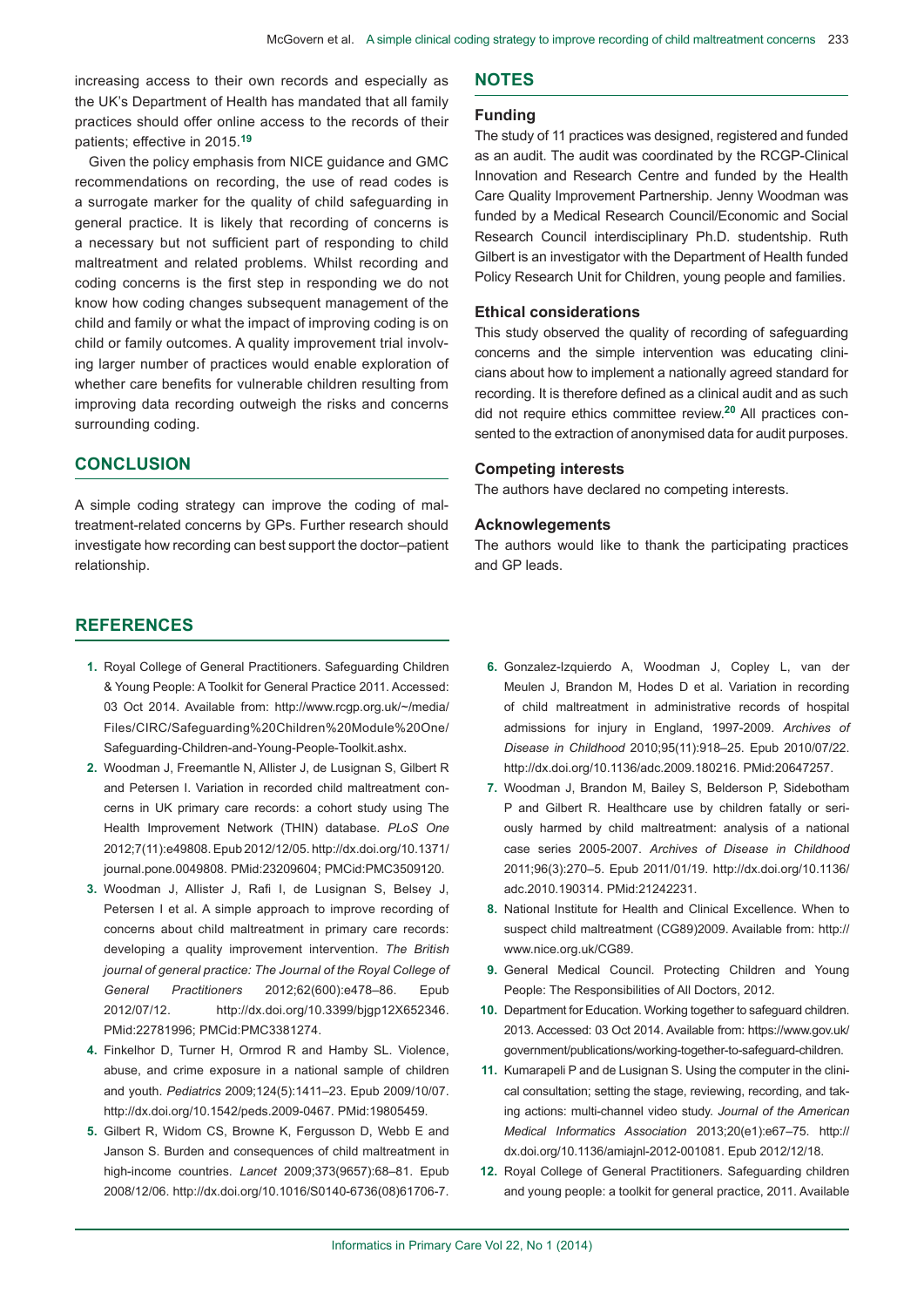increasing access to their own records and especially as the UK's Department of Health has mandated that all family practices should offer online access to the records of their patients; effective in 2015.[19]

Given the policy emphasis from NICE guidance and GMC recommendations on recording, the use of read codes is a surrogate marker for the quality of child safeguarding in general practice. It is likely that recording of concerns is a necessary but not sufficient part of responding to child maltreatment and related problems. Whilst recording and coding concerns is the first step in responding we do not know how coding changes subsequent management of the child and family or what the impact of improving coding is on child or family outcomes. A quality improvement trial involving larger number of practices would enable exploration of whether care benefits for vulnerable children resulting from improving data recording outweigh the risks and concerns surrounding coding.

## CONCLUSION

A simple coding strategy can improve the coding of maltreatment-related concerns by GPs. Further research should investigate how recording can best support the doctor–patient relationship.

## NOTES

### Funding

The study of 11 practices was designed, registered and funded as an audit. The audit was coordinated by the RCGP-Clinical Innovation and Research Centre and funded by the Health Care Quality Improvement Partnership. Jenny Woodman was funded by a Medical Research Council/Economic and Social Research Council interdisciplinary Ph.D. studentship. Ruth Gilbert is an investigator with the Department of Health funded Policy Research Unit for Children, young people and families.

### Ethical considerations

This study observed the quality of recording of safeguarding concerns and the simple intervention was educating clinicians about how to implement a nationally agreed standard for recording. It is therefore defined as a clinical audit and as such did not require ethics committee review.[20] All practices consented to the extraction of anonymised data for audit purposes.

### Competing interests

The authors have declared no competing interests.

### Acknowlegements

The authors would like to thank the participating practices and GP leads.

## REFERENCES

1. Royal College of General Practitioners. Safeguarding Children & Young People: A Toolkit for General Practice 2011. Accessed: 03 Oct 2014. Available from: http://www.rcgp.org.uk/~/media/Files/CIRC/Safeguarding%20Children%20Module%20One/Safeguarding-Children-and-Young-People-Toolkit.ashx.
2. Woodman J, Freemantle N, Allister J, de Lusignan S, Gilbert R and Petersen I. Variation in recorded child maltreatment concerns in UK primary care records: a cohort study using The Health Improvement Network (THIN) database. *PLoS One* 2012;7(11):e49808. Epub 2012/12/05. http://dx.doi.org/10.1371/journal.pone.0049808. PMid:23209604; PMCid:PMC3509120.
3. Woodman J, Allister J, Rafi I, de Lusignan S, Belsey J, Petersen I et al. A simple approach to improve recording of concerns about child maltreatment in primary care records: developing a quality improvement intervention. *The British journal of general practice: The Journal of the Royal College of General Practitioners* 2012;62(600):e478–86. Epub 2012/07/12. http://dx.doi.org/10.3399/bjgp12X652346. PMid:22781996; PMCid:PMC3381274.
4. Finkelhor D, Turner H, Ormrod R and Hamby SL. Violence, abuse, and crime exposure in a national sample of children and youth. *Pediatrics* 2009;124(5):1411–23. Epub 2009/10/07. http://dx.doi.org/10.1542/peds.2009-0467. PMid:19805459.
5. Gilbert R, Widom CS, Browne K, Fergusson D, Webb E and Janson S. Burden and consequences of child maltreatment in high-income countries. *Lancet* 2009;373(9657):68–81. Epub 2008/12/06. http://dx.doi.org/10.1016/S0140-6736(08)61706-7.
6. Gonzalez-Izquierdo A, Woodman J, Copley L, van der Meulen J, Brandon M, Hodes D et al. Variation in recording of child maltreatment in administrative records of hospital admissions for injury in England, 1997-2009. *Archives of Disease in Childhood* 2010;95(11):918–25. Epub 2010/07/22. http://dx.doi.org/10.1136/adc.2009.180216. PMid:20647257.
7. Woodman J, Brandon M, Bailey S, Belderson P, Sidebotham P and Gilbert R. Healthcare use by children fatally or seriously harmed by child maltreatment: analysis of a national case series 2005-2007. *Archives of Disease in Childhood* 2011;96(3):270–5. Epub 2011/01/19. http://dx.doi.org/10.1136/adc.2010.190314. PMid:21242231.
8. National Institute for Health and Clinical Excellence. When to suspect child maltreatment (CG89)2009. Available from: http://www.nice.org.uk/CG89.
9. General Medical Council. Protecting Children and Young People: The Responsibilities of All Doctors, 2012.
10. Department for Education. Working together to safeguard children. 2013. Accessed: 03 Oct 2014. Available from: https://www.gov.uk/government/publications/working-together-to-safeguard-children.
11. Kumarapeli P and de Lusignan S. Using the computer in the clinical consultation; setting the stage, reviewing, recording, and taking actions: multi-channel video study. *Journal of the American Medical Informatics Association* 2013;20(e1):e67–75. http://dx.doi.org/10.1136/amiajnl-2012-001081. Epub 2012/12/18.
12. Royal College of General Practitioners. Safeguarding children and young people: a toolkit for general practice, 2011. Available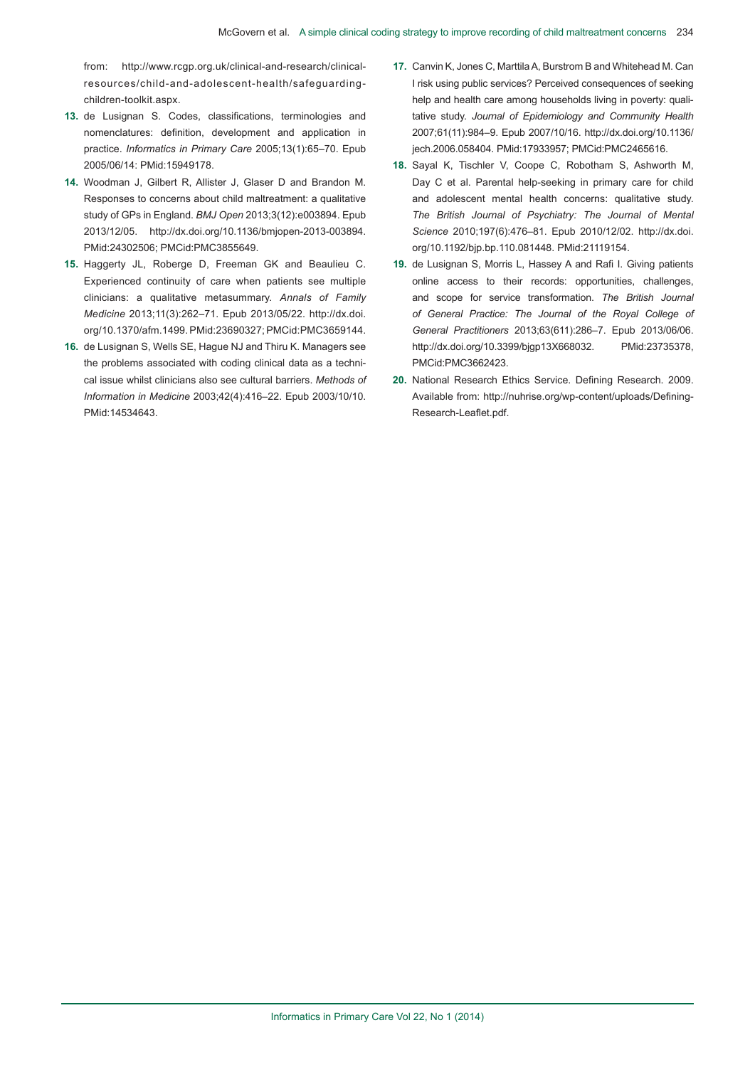from: http://www.rcgp.org.uk/clinical-and-research/clinical-resources/child-and-adolescent-health/safeguarding-children-toolkit.aspx.

13. de Lusignan S. Codes, classifications, terminologies and nomenclatures: definition, development and application in practice. *Informatics in Primary Care* 2005;13(1):65–70. Epub 2005/06/14: PMid:15949178.
14. Woodman J, Gilbert R, Allister J, Glaser D and Brandon M. Responses to concerns about child maltreatment: a qualitative study of GPs in England. *BMJ Open* 2013;3(12):e003894. Epub 2013/12/05. http://dx.doi.org/10.1136/bmjopen-2013-003894. PMid:24302506; PMCid:PMC3855649.
15. Haggerty JL, Roberge D, Freeman GK and Beaulieu C. Experienced continuity of care when patients see multiple clinicians: a qualitative metasummary. *Annals of Family Medicine* 2013;11(3):262–71. Epub 2013/05/22. http://dx.doi.org/10.1370/afm.1499. PMid:23690327; PMCid:PMC3659144.
16. de Lusignan S, Wells SE, Hague NJ and Thiru K. Managers see the problems associated with coding clinical data as a technical issue whilst clinicians also see cultural barriers. *Methods of Information in Medicine* 2003;42(4):416–22. Epub 2003/10/10. PMid:14534643.
17. Canvin K, Jones C, Marttila A, Burstrom B and Whitehead M. Can I risk using public services? Perceived consequences of seeking help and health care among households living in poverty: qualitative study. *Journal of Epidemiology and Community Health* 2007;61(11):984–9. Epub 2007/10/16. http://dx.doi.org/10.1136/jech.2006.058404. PMid:17933957; PMCid:PMC2465616.
18. Sayal K, Tischler V, Coope C, Robotham S, Ashworth M, Day C et al. Parental help-seeking in primary care for child and adolescent mental health concerns: qualitative study. *The British Journal of Psychiatry: The Journal of Mental Science* 2010;197(6):476–81. Epub 2010/12/02. http://dx.doi.org/10.1192/bjp.bp.110.081448. PMid:21119154.
19. de Lusignan S, Morris L, Hassey A and Rafi I. Giving patients online access to their records: opportunities, challenges, and scope for service transformation. *The British Journal of General Practice: The Journal of the Royal College of General Practitioners* 2013;63(611):286–7. Epub 2013/06/06. http://dx.doi.org/10.3399/bjgp13X668032. PMid:23735378, PMCid:PMC3662423.
20. National Research Ethics Service. Defining Research. 2009. Available from: http://nuhrise.org/wp-content/uploads/Defining-Research-Leaflet.pdf.